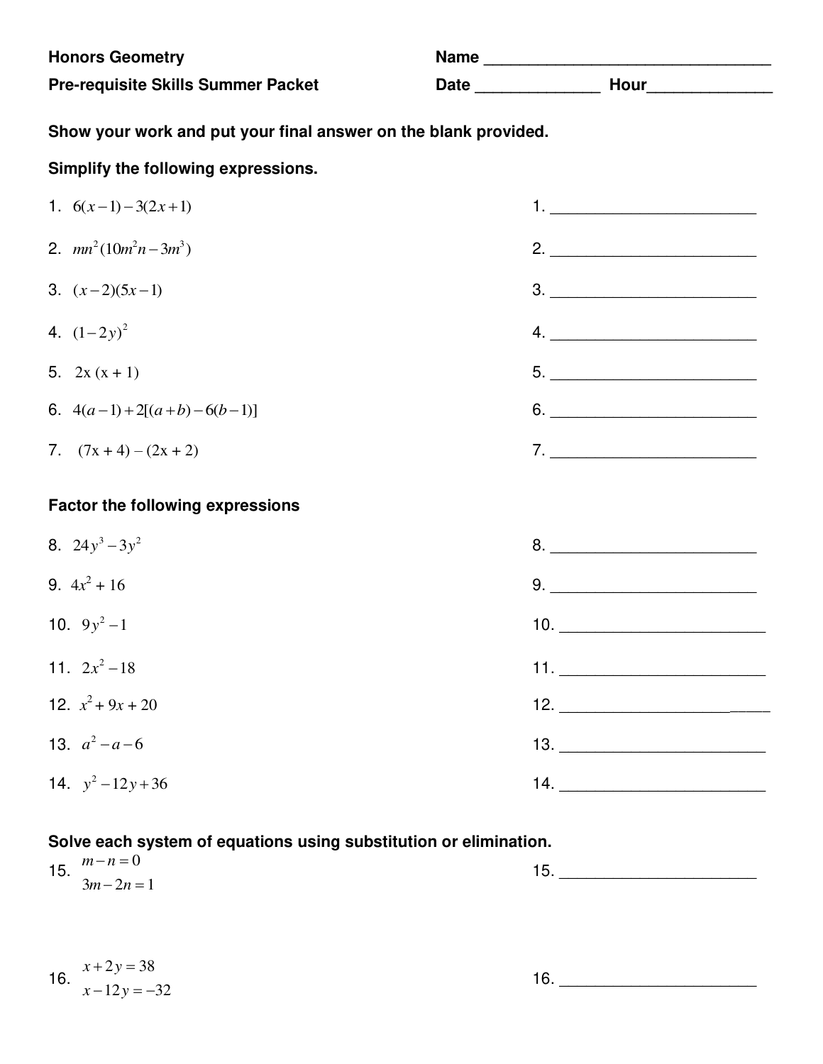**Honors Geometry** 　　　　　　　　　　　　　　　　**Name** ________________________________

**Pre-requisite Skills Summer Packet** 　　　　　　**Date** ______________ **Hour**______________

**Show your work and put your final answer on the blank provided.**

**Simplify the following expressions.**

1. $6(x-1)-3(2x+1)$ 　　　　　　1. ________________________

2. $mn^2(10m^2n-3m^3)$ 　　　　　　2. ________________________

3. $(x-2)(5x-1)$ 　　　　　　3. ________________________

4. $(1-2y)^2$ 　　　　　　4. ________________________

5. $2x\ (x + 1)$ 　　　　　　5. ________________________

6. $4(a-1)+2[(a+b)-6(b-1)]$ 　　　　　　6. ________________________

7. $(7x + 4) - (2x + 2)$ 　　　　　　7. ________________________

**Factor the following expressions**

8. $24y^3-3y^2$ 　　　　　　8. ________________________

9. $4x^2 + 16$ 　　　　　　9. ________________________

10. $9y^2-1$ 　　　　　　10. ________________________

11. $2x^2-18$ 　　　　　　11. ________________________

12. $x^2 + 9x + 20$ 　　　　　　12. ________________________

13. $a^2-a-6$ 　　　　　　13. ________________________

14. $y^2-12y+36$ 　　　　　　14. ________________________

**Solve each system of equations using substitution or elimination.**

15. $m-n=0$
　　$3m-2n=1$ 　　　　　　15. ________________________

16. $x+2y=38$
　　$x-12y=-32$ 　　　　　　16. ________________________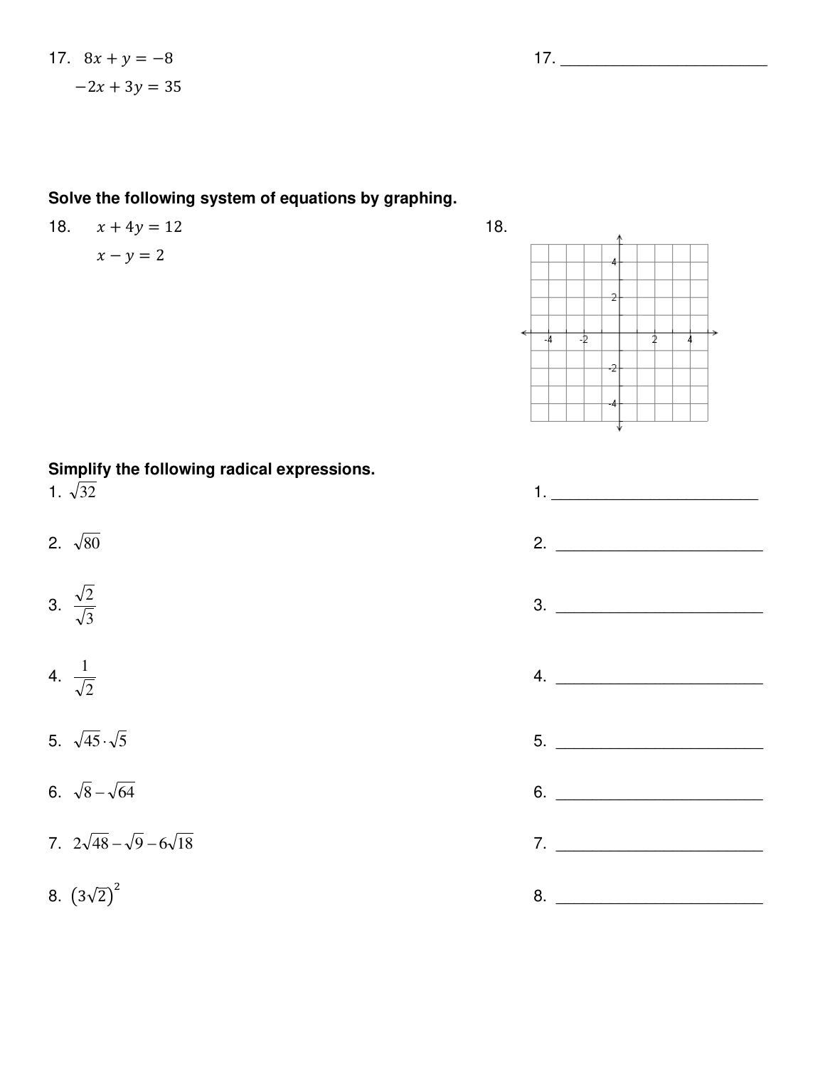17. $8x + y = -8$

$-2x + 3y = 35$

17. ________________________

**Solve the following system of equations by graphing.**

18. $x + 4y = 12$

$x - y = 2$

18.

**Simplify the following radical expressions.**

1. $\sqrt{32}$

1. ________________________

2. $\sqrt{80}$

2. ________________________

3. $\dfrac{\sqrt{2}}{\sqrt{3}}$

3. ________________________

4. $\dfrac{1}{\sqrt{2}}$

4. ________________________

5. $\sqrt{45} \cdot \sqrt{5}$

5. ________________________

6. $\sqrt{8} - \sqrt{64}$

6. ________________________

7. $2\sqrt{48} - \sqrt{9} - 6\sqrt{18}$

7. ________________________

8. $(3\sqrt{2})^2$

8. ________________________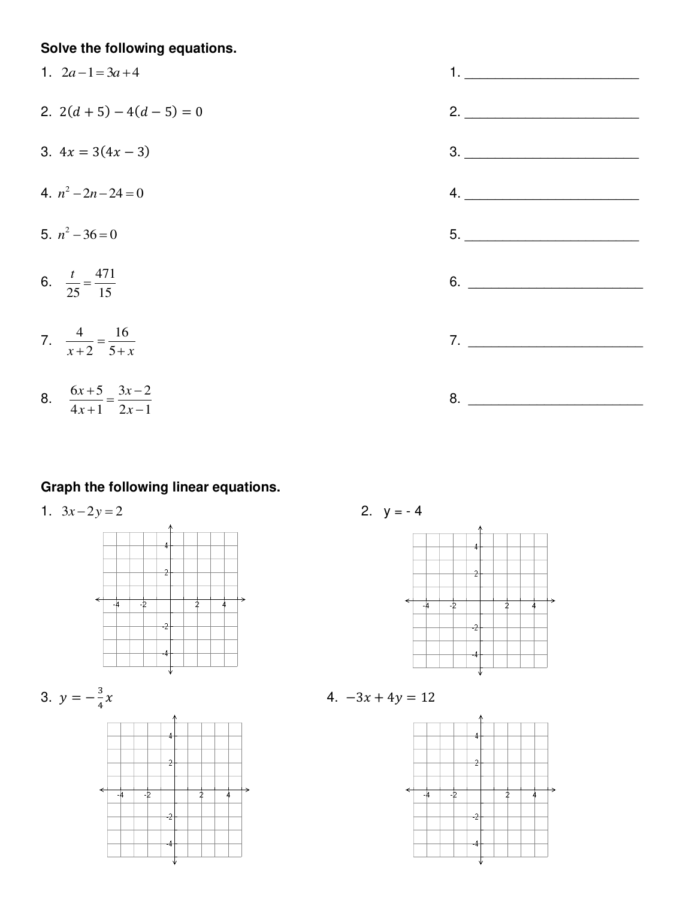**Solve the following equations.**

1. $2a - 1 = 3a + 4$ &nbsp;&nbsp;&nbsp;&nbsp; 1. ________________________

2. $2(d + 5) - 4(d - 5) = 0$ &nbsp;&nbsp;&nbsp;&nbsp; 2. ________________________

3. $4x = 3(4x - 3)$ &nbsp;&nbsp;&nbsp;&nbsp; 3. ________________________

4. $n^2 - 2n - 24 = 0$ &nbsp;&nbsp;&nbsp;&nbsp; 4. ________________________

5. $n^2 - 36 = 0$ &nbsp;&nbsp;&nbsp;&nbsp; 5. ________________________

6. $\frac{t}{25} = \frac{471}{15}$ &nbsp;&nbsp;&nbsp;&nbsp; 6. ________________________

7. $\frac{4}{x+2} = \frac{16}{5+x}$ &nbsp;&nbsp;&nbsp;&nbsp; 7. ________________________

8. $\frac{6x+5}{4x+1} = \frac{3x-2}{2x-1}$ &nbsp;&nbsp;&nbsp;&nbsp; 8. ________________________

**Graph the following linear equations.**

1. $3x - 2y = 2$

2. y = - 4

3. $y = -\frac{3}{4}x$

4. $-3x + 4y = 12$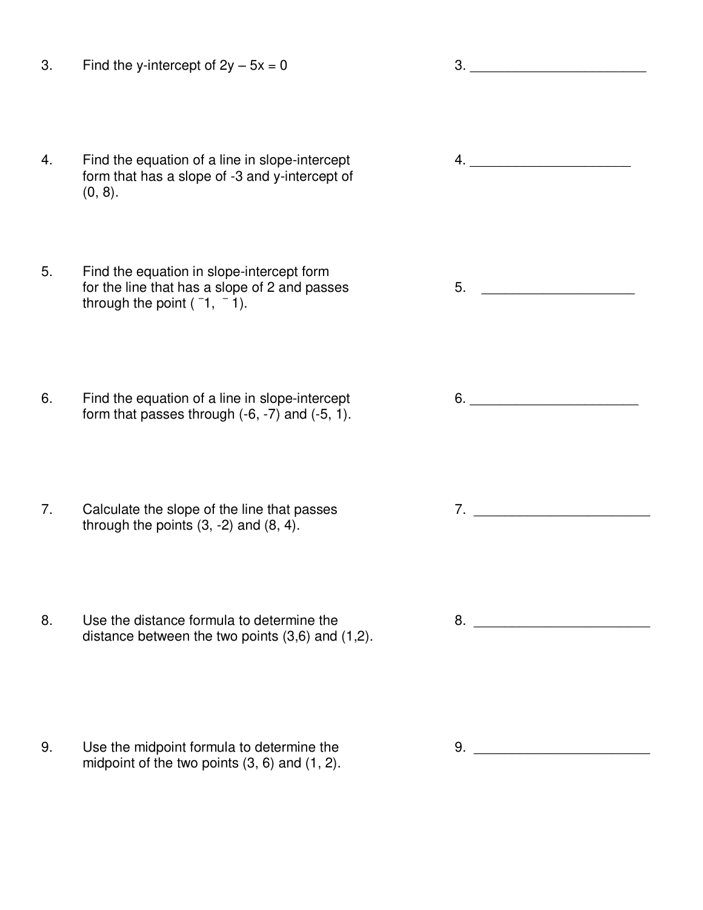3. Find the y-intercept of $2y - 5x = 0$  3. ______________________

4. Find the equation of a line in slope-intercept form that has a slope of -3 and y-intercept of (0, 8).  4. ______________________

5. Find the equation in slope-intercept form for the line that has a slope of 2 and passes through the point $(^{-}1, ^{-}1)$.  5. ______________________

6. Find the equation of a line in slope-intercept form that passes through (-6, -7) and (-5, 1).  6. ______________________

7. Calculate the slope of the line that passes through the points (3, -2) and (8, 4).  7. ______________________

8. Use the distance formula to determine the distance between the two points (3,6) and (1,2).  8. ______________________

9. Use the midpoint formula to determine the midpoint of the two points (3, 6) and (1, 2).  9. ______________________